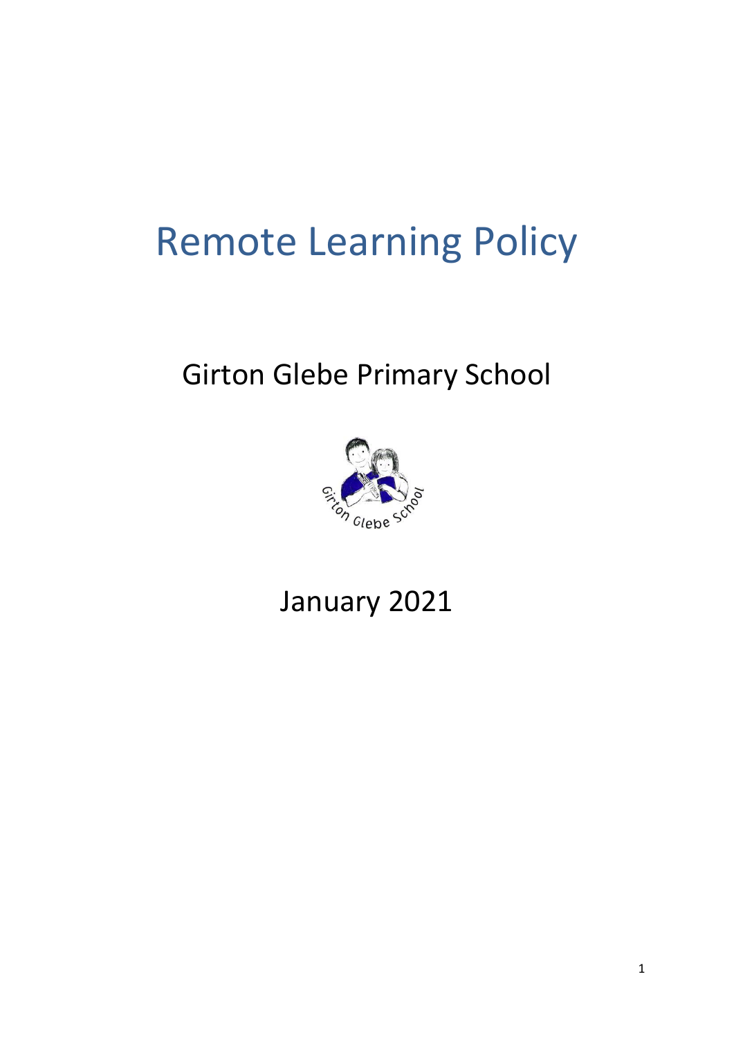# Remote Learning Policy

## Girton Glebe Primary School

## January 2021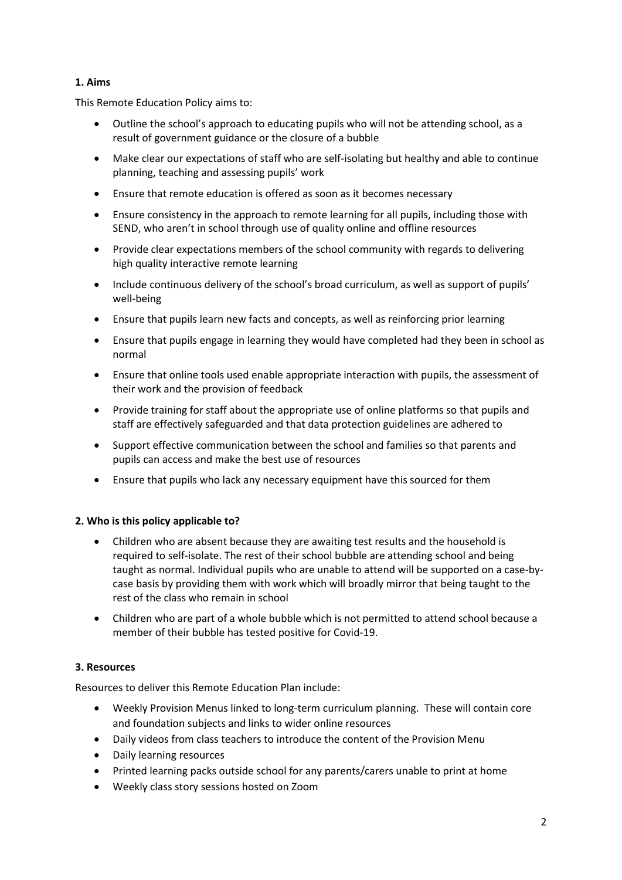**1. Aims**

This Remote Education Policy aims to:

- Outline the school's approach to educating pupils who will not be attending school, as a result of government guidance or the closure of a bubble
- Make clear our expectations of staff who are self-isolating but healthy and able to continue planning, teaching and assessing pupils' work
- Ensure that remote education is offered as soon as it becomes necessary
- Ensure consistency in the approach to remote learning for all pupils, including those with SEND, who aren't in school through use of quality online and offline resources
- Provide clear expectations members of the school community with regards to delivering high quality interactive remote learning
- Include continuous delivery of the school's broad curriculum, as well as support of pupils' well-being
- Ensure that pupils learn new facts and concepts, as well as reinforcing prior learning
- Ensure that pupils engage in learning they would have completed had they been in school as normal
- Ensure that online tools used enable appropriate interaction with pupils, the assessment of their work and the provision of feedback
- Provide training for staff about the appropriate use of online platforms so that pupils and staff are effectively safeguarded and that data protection guidelines are adhered to
- Support effective communication between the school and families so that parents and pupils can access and make the best use of resources
- Ensure that pupils who lack any necessary equipment have this sourced for them

**2. Who is this policy applicable to?**

- Children who are absent because they are awaiting test results and the household is required to self-isolate. The rest of their school bubble are attending school and being taught as normal. Individual pupils who are unable to attend will be supported on a case-by-case basis by providing them with work which will broadly mirror that being taught to the rest of the class who remain in school
- Children who are part of a whole bubble which is not permitted to attend school because a member of their bubble has tested positive for Covid-19.

**3. Resources**

Resources to deliver this Remote Education Plan include:

- Weekly Provision Menus linked to long-term curriculum planning. These will contain core and foundation subjects and links to wider online resources
- Daily videos from class teachers to introduce the content of the Provision Menu
- Daily learning resources
- Printed learning packs outside school for any parents/carers unable to print at home
- Weekly class story sessions hosted on Zoom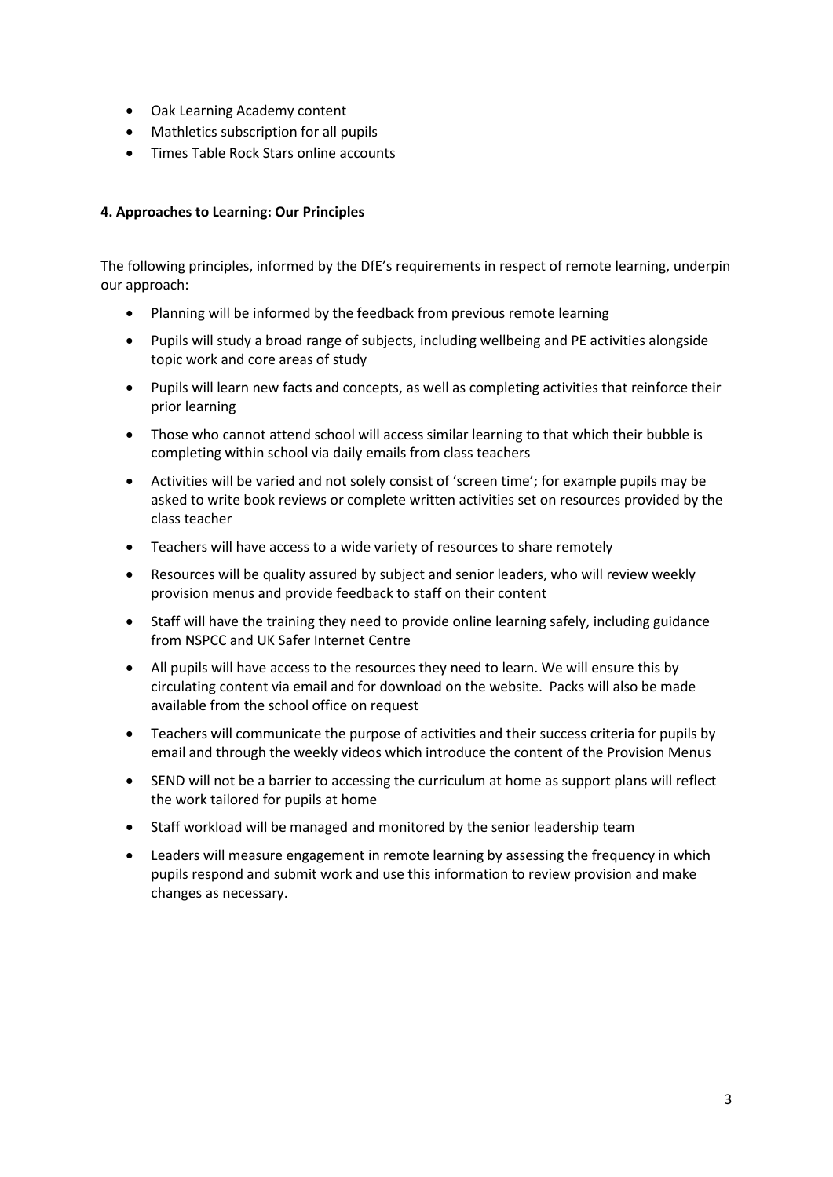- Oak Learning Academy content
- Mathletics subscription for all pupils
- Times Table Rock Stars online accounts

**4. Approaches to Learning: Our Principles**

The following principles, informed by the DfE's requirements in respect of remote learning, underpin our approach:

- Planning will be informed by the feedback from previous remote learning
- Pupils will study a broad range of subjects, including wellbeing and PE activities alongside topic work and core areas of study
- Pupils will learn new facts and concepts, as well as completing activities that reinforce their prior learning
- Those who cannot attend school will access similar learning to that which their bubble is completing within school via daily emails from class teachers
- Activities will be varied and not solely consist of 'screen time'; for example pupils may be asked to write book reviews or complete written activities set on resources provided by the class teacher
- Teachers will have access to a wide variety of resources to share remotely
- Resources will be quality assured by subject and senior leaders, who will review weekly provision menus and provide feedback to staff on their content
- Staff will have the training they need to provide online learning safely, including guidance from NSPCC and UK Safer Internet Centre
- All pupils will have access to the resources they need to learn. We will ensure this by circulating content via email and for download on the website. Packs will also be made available from the school office on request
- Teachers will communicate the purpose of activities and their success criteria for pupils by email and through the weekly videos which introduce the content of the Provision Menus
- SEND will not be a barrier to accessing the curriculum at home as support plans will reflect the work tailored for pupils at home
- Staff workload will be managed and monitored by the senior leadership team
- Leaders will measure engagement in remote learning by assessing the frequency in which pupils respond and submit work and use this information to review provision and make changes as necessary.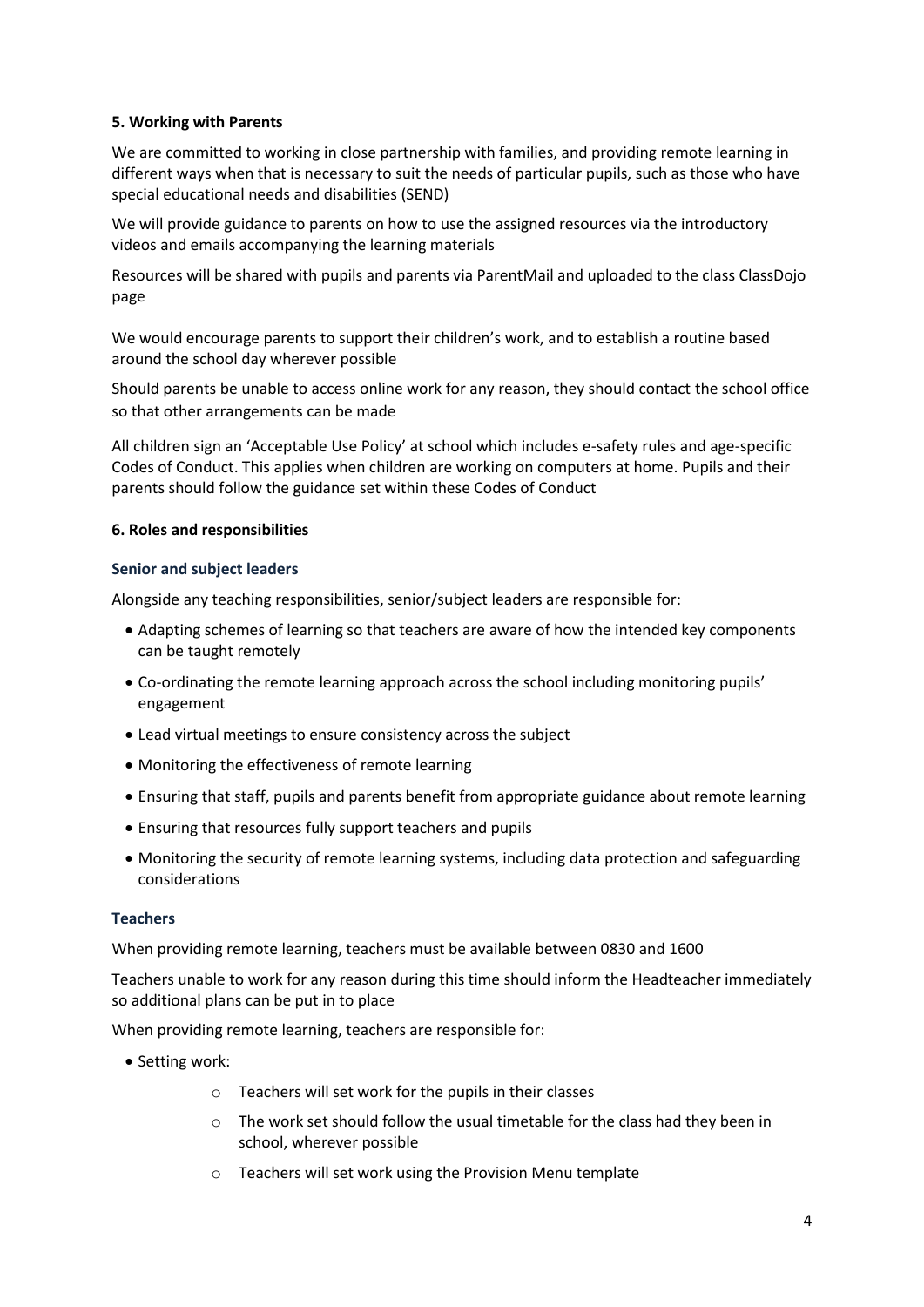### 5. Working with Parents

We are committed to working in close partnership with families, and providing remote learning in different ways when that is necessary to suit the needs of particular pupils, such as those who have special educational needs and disabilities (SEND)

We will provide guidance to parents on how to use the assigned resources via the introductory videos and emails accompanying the learning materials

Resources will be shared with pupils and parents via ParentMail and uploaded to the class ClassDojo page

We would encourage parents to support their children's work, and to establish a routine based around the school day wherever possible

Should parents be unable to access online work for any reason, they should contact the school office so that other arrangements can be made

All children sign an 'Acceptable Use Policy' at school which includes e-safety rules and age-specific Codes of Conduct. This applies when children are working on computers at home. Pupils and their parents should follow the guidance set within these Codes of Conduct

### 6. Roles and responsibilities

#### Senior and subject leaders

Alongside any teaching responsibilities, senior/subject leaders are responsible for:

- Adapting schemes of learning so that teachers are aware of how the intended key components can be taught remotely
- Co-ordinating the remote learning approach across the school including monitoring pupils' engagement
- Lead virtual meetings to ensure consistency across the subject
- Monitoring the effectiveness of remote learning
- Ensuring that staff, pupils and parents benefit from appropriate guidance about remote learning
- Ensuring that resources fully support teachers and pupils
- Monitoring the security of remote learning systems, including data protection and safeguarding considerations

#### Teachers

When providing remote learning, teachers must be available between 0830 and 1600

Teachers unable to work for any reason during this time should inform the Headteacher immediately so additional plans can be put in to place

When providing remote learning, teachers are responsible for:

- Setting work:
  - Teachers will set work for the pupils in their classes
  - The work set should follow the usual timetable for the class had they been in school, wherever possible
  - Teachers will set work using the Provision Menu template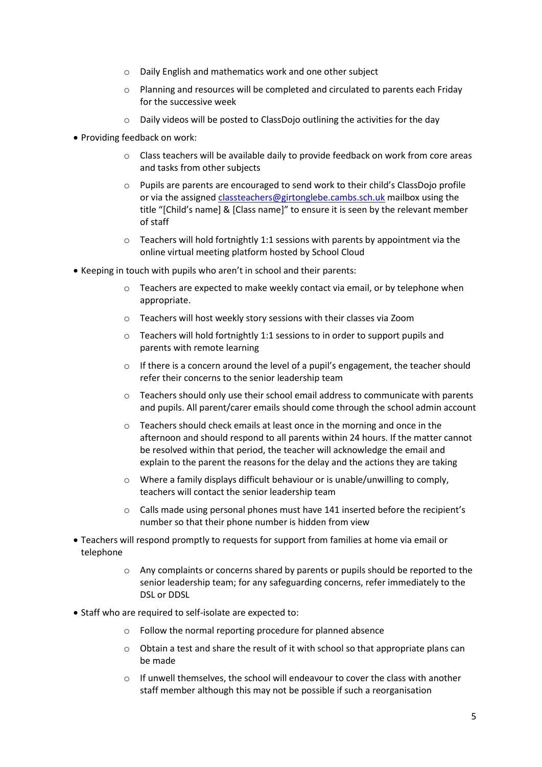- Daily English and mathematics work and one other subject
  - Planning and resources will be completed and circulated to parents each Friday for the successive week
  - Daily videos will be posted to ClassDojo outlining the activities for the day
- Providing feedback on work:
  - Class teachers will be available daily to provide feedback on work from core areas and tasks from other subjects
  - Pupils are parents are encouraged to send work to their child's ClassDojo profile or via the assigned [classteachers@girtonglebe.cambs.sch.uk](mailto:classteachers@girtonglebe.cambs.sch.uk) mailbox using the title "[Child's name] & [Class name]" to ensure it is seen by the relevant member of staff
  - Teachers will hold fortnightly 1:1 sessions with parents by appointment via the online virtual meeting platform hosted by School Cloud
- Keeping in touch with pupils who aren't in school and their parents:
  - Teachers are expected to make weekly contact via email, or by telephone when appropriate.
  - Teachers will host weekly story sessions with their classes via Zoom
  - Teachers will hold fortnightly 1:1 sessions to in order to support pupils and parents with remote learning
  - If there is a concern around the level of a pupil's engagement, the teacher should refer their concerns to the senior leadership team
  - Teachers should only use their school email address to communicate with parents and pupils. All parent/carer emails should come through the school admin account
  - Teachers should check emails at least once in the morning and once in the afternoon and should respond to all parents within 24 hours. If the matter cannot be resolved within that period, the teacher will acknowledge the email and explain to the parent the reasons for the delay and the actions they are taking
  - Where a family displays difficult behaviour or is unable/unwilling to comply, teachers will contact the senior leadership team
  - Calls made using personal phones must have 141 inserted before the recipient's number so that their phone number is hidden from view
- Teachers will respond promptly to requests for support from families at home via email or telephone
  - Any complaints or concerns shared by parents or pupils should be reported to the senior leadership team; for any safeguarding concerns, refer immediately to the DSL or DDSL
- Staff who are required to self-isolate are expected to:
  - Follow the normal reporting procedure for planned absence
  - Obtain a test and share the result of it with school so that appropriate plans can be made
  - If unwell themselves, the school will endeavour to cover the class with another staff member although this may not be possible if such a reorganisation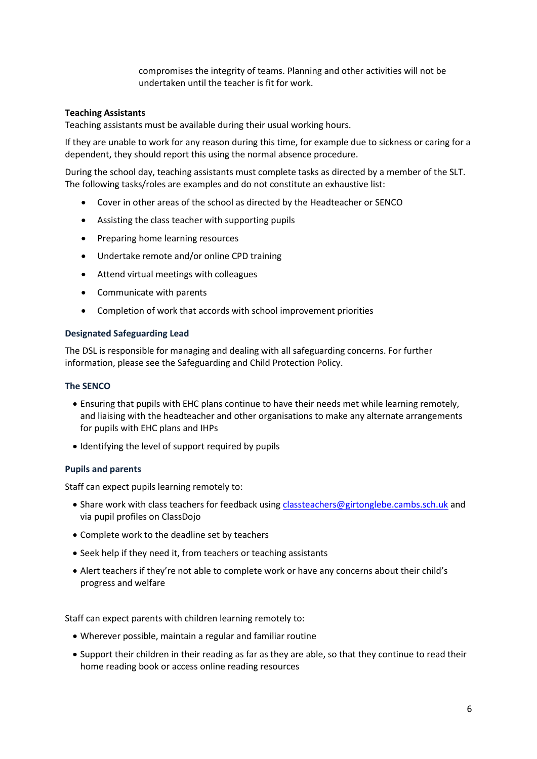compromises the integrity of teams. Planning and other activities will not be undertaken until the teacher is fit for work.

**Teaching Assistants**

Teaching assistants must be available during their usual working hours.

If they are unable to work for any reason during this time, for example due to sickness or caring for a dependent, they should report this using the normal absence procedure.

During the school day, teaching assistants must complete tasks as directed by a member of the SLT. The following tasks/roles are examples and do not constitute an exhaustive list:

- Cover in other areas of the school as directed by the Headteacher or SENCO
- Assisting the class teacher with supporting pupils
- Preparing home learning resources
- Undertake remote and/or online CPD training
- Attend virtual meetings with colleagues
- Communicate with parents
- Completion of work that accords with school improvement priorities

### Designated Safeguarding Lead

The DSL is responsible for managing and dealing with all safeguarding concerns. For further information, please see the Safeguarding and Child Protection Policy.

### The SENCO

- Ensuring that pupils with EHC plans continue to have their needs met while learning remotely, and liaising with the headteacher and other organisations to make any alternate arrangements for pupils with EHC plans and IHPs
- Identifying the level of support required by pupils

### Pupils and parents

Staff can expect pupils learning remotely to:

- Share work with class teachers for feedback using classteachers@girtonglebe.cambs.sch.uk and via pupil profiles on ClassDojo
- Complete work to the deadline set by teachers
- Seek help if they need it, from teachers or teaching assistants
- Alert teachers if they're not able to complete work or have any concerns about their child's progress and welfare

Staff can expect parents with children learning remotely to:

- Wherever possible, maintain a regular and familiar routine
- Support their children in their reading as far as they are able, so that they continue to read their home reading book or access online reading resources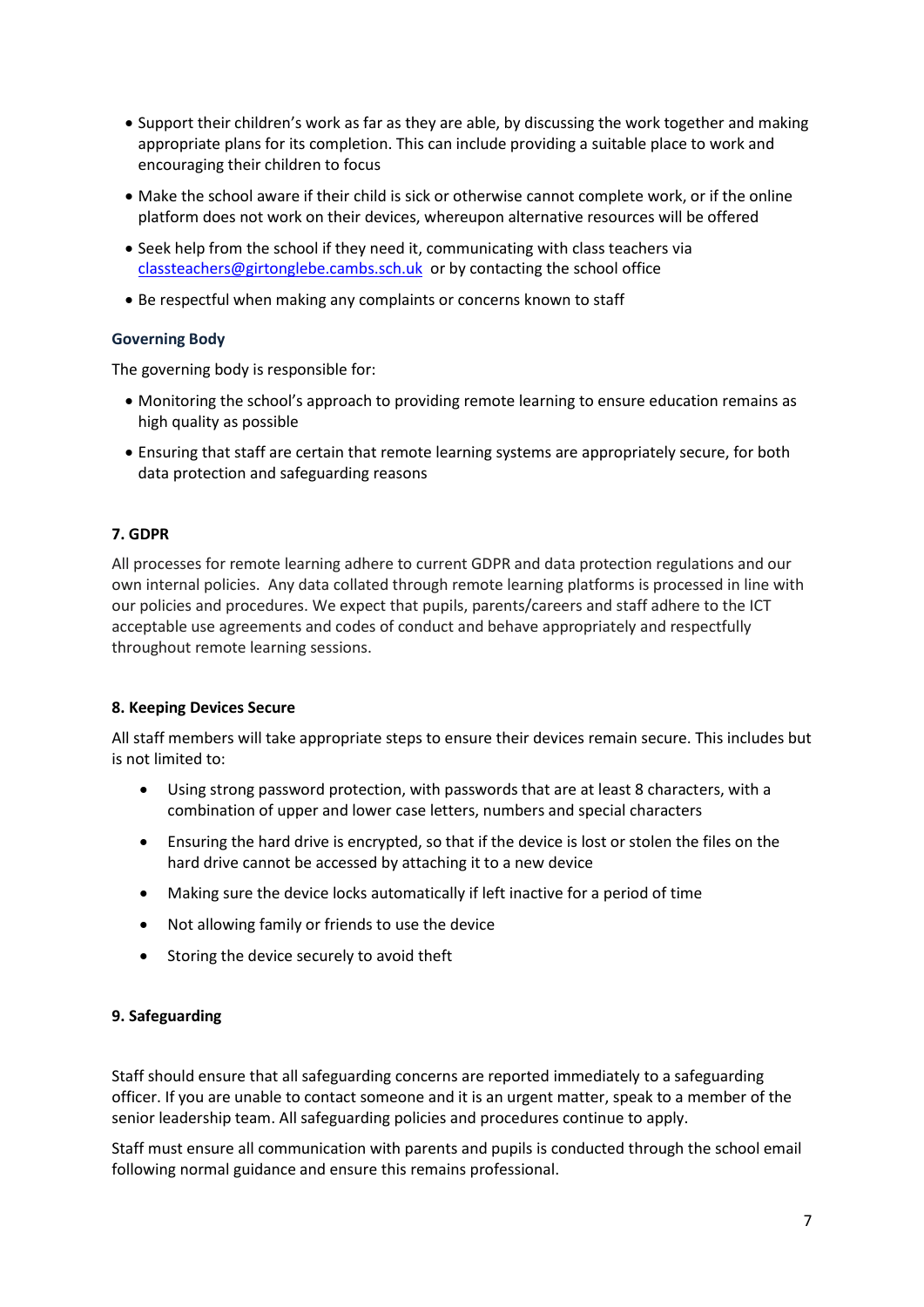- Support their children's work as far as they are able, by discussing the work together and making appropriate plans for its completion. This can include providing a suitable place to work and encouraging their children to focus
- Make the school aware if their child is sick or otherwise cannot complete work, or if the online platform does not work on their devices, whereupon alternative resources will be offered
- Seek help from the school if they need it, communicating with class teachers via [classteachers@girtonglebe.cambs.sch.uk](mailto:classteachers@girtonglebe.cambs.sch.uk) or by contacting the school office
- Be respectful when making any complaints or concerns known to staff

### Governing Body

The governing body is responsible for:

- Monitoring the school's approach to providing remote learning to ensure education remains as high quality as possible
- Ensuring that staff are certain that remote learning systems are appropriately secure, for both data protection and safeguarding reasons

## 7. GDPR

All processes for remote learning adhere to current GDPR and data protection regulations and our own internal policies. Any data collated through remote learning platforms is processed in line with our policies and procedures. We expect that pupils, parents/careers and staff adhere to the ICT acceptable use agreements and codes of conduct and behave appropriately and respectfully throughout remote learning sessions.

## 8. Keeping Devices Secure

All staff members will take appropriate steps to ensure their devices remain secure. This includes but is not limited to:

- Using strong password protection, with passwords that are at least 8 characters, with a combination of upper and lower case letters, numbers and special characters
- Ensuring the hard drive is encrypted, so that if the device is lost or stolen the files on the hard drive cannot be accessed by attaching it to a new device
- Making sure the device locks automatically if left inactive for a period of time
- Not allowing family or friends to use the device
- Storing the device securely to avoid theft

## 9. Safeguarding

Staff should ensure that all safeguarding concerns are reported immediately to a safeguarding officer. If you are unable to contact someone and it is an urgent matter, speak to a member of the senior leadership team. All safeguarding policies and procedures continue to apply.

Staff must ensure all communication with parents and pupils is conducted through the school email following normal guidance and ensure this remains professional.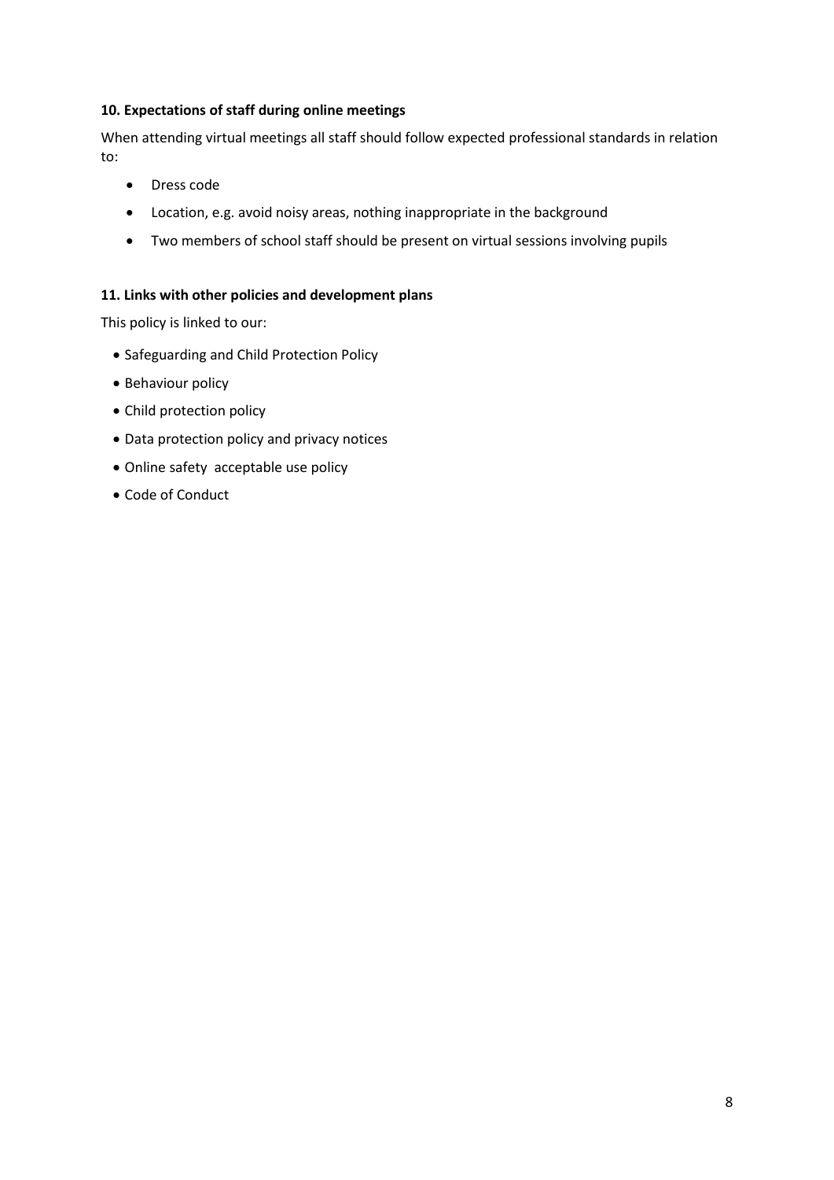**10. Expectations of staff during online meetings**

When attending virtual meetings all staff should follow expected professional standards in relation to:

- Dress code
- Location, e.g. avoid noisy areas, nothing inappropriate in the background
- Two members of school staff should be present on virtual sessions involving pupils

**11. Links with other policies and development plans**

This policy is linked to our:

- Safeguarding and Child Protection Policy
- Behaviour policy
- Child protection policy
- Data protection policy and privacy notices
- Online safety acceptable use policy
- Code of Conduct